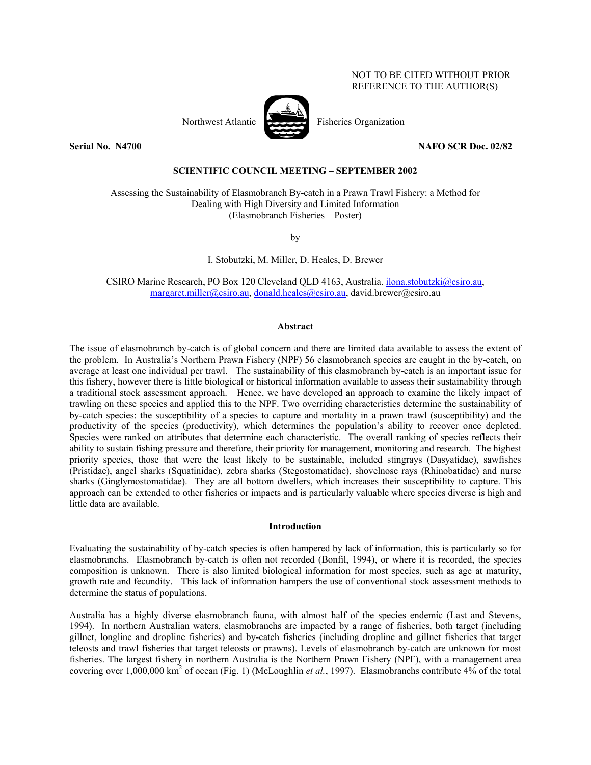NOT TO BE CITED WITHOUT PRIOR REFERENCE TO THE AUTHOR(S)

Northwest Atlantic Fisheries Organization

**Serial No. N4700** **NAFO SCR Doc. 02/82**

**SCIENTIFIC COUNCIL MEETING – SEPTEMBER 2002**

# Assessing the Sustainability of Elasmobranch By-catch in a Prawn Trawl Fishery: a Method for Dealing with High Diversity and Limited Information (Elasmobranch Fisheries – Poster)

by

I. Stobutzki, M. Miller, D. Heales, D. Brewer

CSIRO Marine Research, PO Box 120 Cleveland QLD 4163, Australia. ilona.stobutzki@csiro.au, margaret.miller@csiro.au, donald.heales@csiro.au, david.brewer@csiro.au

## Abstract

The issue of elasmobranch by-catch is of global concern and there are limited data available to assess the extent of the problem. In Australia's Northern Prawn Fishery (NPF) 56 elasmobranch species are caught in the by-catch, on average at least one individual per trawl. The sustainability of this elasmobranch by-catch is an important issue for this fishery, however there is little biological or historical information available to assess their sustainability through a traditional stock assessment approach. Hence, we have developed an approach to examine the likely impact of trawling on these species and applied this to the NPF. Two overriding characteristics determine the sustainability of by-catch species: the susceptibility of a species to capture and mortality in a prawn trawl (susceptibility) and the productivity of the species (productivity), which determines the population's ability to recover once depleted. Species were ranked on attributes that determine each characteristic. The overall ranking of species reflects their ability to sustain fishing pressure and therefore, their priority for management, monitoring and research. The highest priority species, those that were the least likely to be sustainable, included stingrays (Dasyatidae), sawfishes (Pristidae), angel sharks (Squatinidae), zebra sharks (Stegostomatidae), shovelnose rays (Rhinobatidae) and nurse sharks (Ginglymostomatidae). They are all bottom dwellers, which increases their susceptibility to capture. This approach can be extended to other fisheries or impacts and is particularly valuable where species diverse is high and little data are available.

## Introduction

Evaluating the sustainability of by-catch species is often hampered by lack of information, this is particularly so for elasmobranchs. Elasmobranch by-catch is often not recorded (Bonfil, 1994), or where it is recorded, the species composition is unknown. There is also limited biological information for most species, such as age at maturity, growth rate and fecundity. This lack of information hampers the use of conventional stock assessment methods to determine the status of populations.

Australia has a highly diverse elasmobranch fauna, with almost half of the species endemic (Last and Stevens, 1994). In northern Australian waters, elasmobranchs are impacted by a range of fisheries, both target (including gillnet, longline and dropline fisheries) and by-catch fisheries (including dropline and gillnet fisheries that target teleosts and trawl fisheries that target teleosts or prawns). Levels of elasmobranch by-catch are unknown for most fisheries. The largest fishery in northern Australia is the Northern Prawn Fishery (NPF), with a management area covering over 1,000,000 km$^2$ of ocean (Fig. 1) (McLoughlin *et al.*, 1997). Elasmobranchs contribute 4% of the total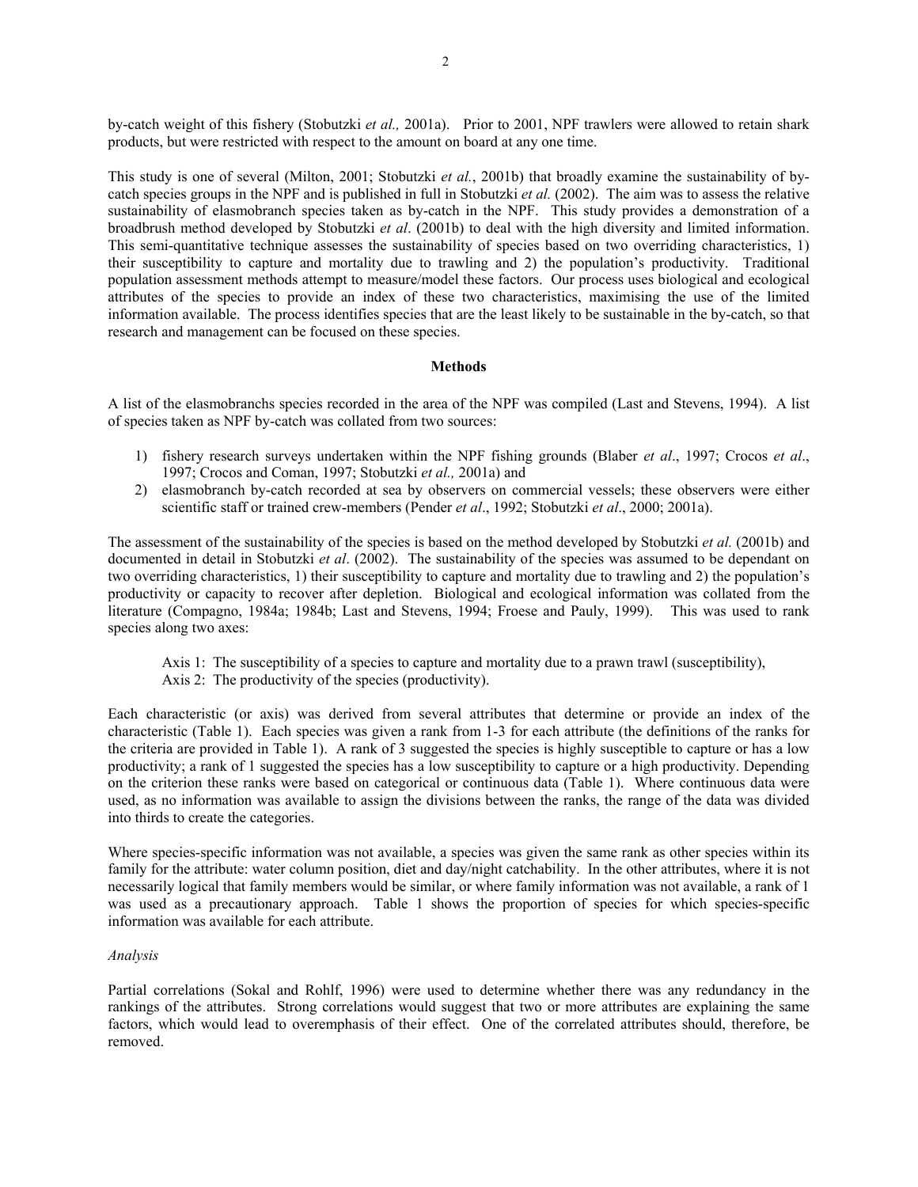by-catch weight of this fishery (Stobutzki *et al.,* 2001a). Prior to 2001, NPF trawlers were allowed to retain shark products, but were restricted with respect to the amount on board at any one time.

This study is one of several (Milton, 2001; Stobutzki *et al.*, 2001b) that broadly examine the sustainability of by-catch species groups in the NPF and is published in full in Stobutzki *et al.* (2002). The aim was to assess the relative sustainability of elasmobranch species taken as by-catch in the NPF. This study provides a demonstration of a broadbrush method developed by Stobutzki *et al*. (2001b) to deal with the high diversity and limited information. This semi-quantitative technique assesses the sustainability of species based on two overriding characteristics, 1) their susceptibility to capture and mortality due to trawling and 2) the population's productivity. Traditional population assessment methods attempt to measure/model these factors. Our process uses biological and ecological attributes of the species to provide an index of these two characteristics, maximising the use of the limited information available. The process identifies species that are the least likely to be sustainable in the by-catch, so that research and management can be focused on these species.

## Methods

A list of the elasmobranchs species recorded in the area of the NPF was compiled (Last and Stevens, 1994). A list of species taken as NPF by-catch was collated from two sources:

1) fishery research surveys undertaken within the NPF fishing grounds (Blaber *et al*., 1997; Crocos *et al*., 1997; Crocos and Coman, 1997; Stobutzki *et al.,* 2001a) and
2) elasmobranch by-catch recorded at sea by observers on commercial vessels; these observers were either scientific staff or trained crew-members (Pender *et al*., 1992; Stobutzki *et al*., 2000; 2001a).

The assessment of the sustainability of the species is based on the method developed by Stobutzki *et al.* (2001b) and documented in detail in Stobutzki *et al*. (2002). The sustainability of the species was assumed to be dependant on two overriding characteristics, 1) their susceptibility to capture and mortality due to trawling and 2) the population's productivity or capacity to recover after depletion. Biological and ecological information was collated from the literature (Compagno, 1984a; 1984b; Last and Stevens, 1994; Froese and Pauly, 1999). This was used to rank species along two axes:

Axis 1: The susceptibility of a species to capture and mortality due to a prawn trawl (susceptibility),
Axis 2: The productivity of the species (productivity).

Each characteristic (or axis) was derived from several attributes that determine or provide an index of the characteristic (Table 1). Each species was given a rank from 1-3 for each attribute (the definitions of the ranks for the criteria are provided in Table 1). A rank of 3 suggested the species is highly susceptible to capture or has a low productivity; a rank of 1 suggested the species has a low susceptibility to capture or a high productivity. Depending on the criterion these ranks were based on categorical or continuous data (Table 1). Where continuous data were used, as no information was available to assign the divisions between the ranks, the range of the data was divided into thirds to create the categories.

Where species-specific information was not available, a species was given the same rank as other species within its family for the attribute: water column position, diet and day/night catchability. In the other attributes, where it is not necessarily logical that family members would be similar, or where family information was not available, a rank of 1 was used as a precautionary approach. Table 1 shows the proportion of species for which species-specific information was available for each attribute.

*Analysis*

Partial correlations (Sokal and Rohlf, 1996) were used to determine whether there was any redundancy in the rankings of the attributes. Strong correlations would suggest that two or more attributes are explaining the same factors, which would lead to overemphasis of their effect. One of the correlated attributes should, therefore, be removed.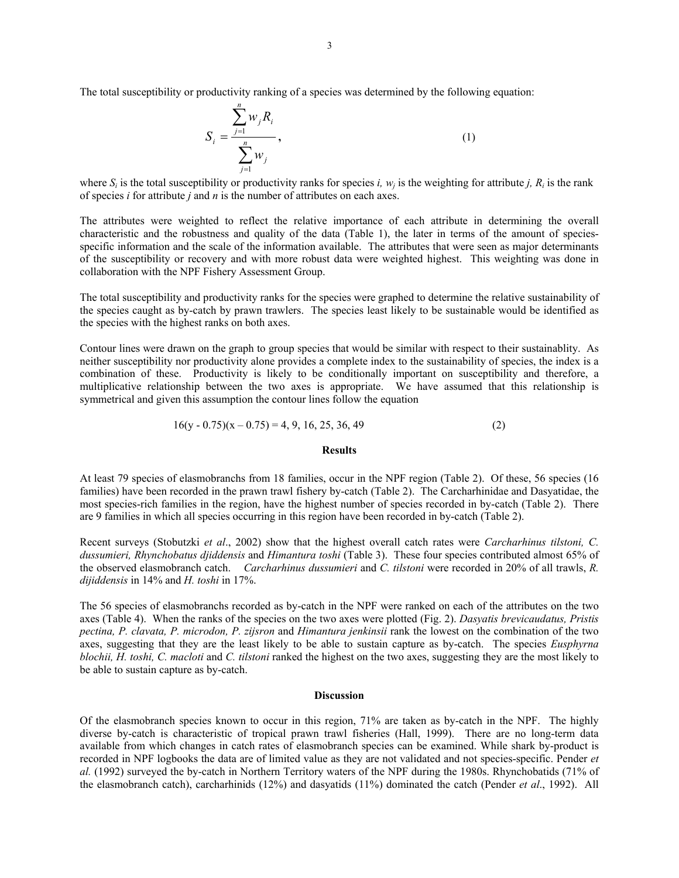The total susceptibility or productivity ranking of a species was determined by the following equation:

$$S_i = \frac{\sum_{j=1}^{n} w_j R_i}{\sum_{j=1}^{n} w_j}, \qquad (1)$$

where $S_i$ is the total susceptibility or productivity ranks for species *i*, $w_j$ is the weighting for attribute *j*, $R_i$ is the rank of species *i* for attribute *j* and *n* is the number of attributes on each axes.

The attributes were weighted to reflect the relative importance of each attribute in determining the overall characteristic and the robustness and quality of the data (Table 1), the later in terms of the amount of species-specific information and the scale of the information available. The attributes that were seen as major determinants of the susceptibility or recovery and with more robust data were weighted highest. This weighting was done in collaboration with the NPF Fishery Assessment Group.

The total susceptibility and productivity ranks for the species were graphed to determine the relative sustainability of the species caught as by-catch by prawn trawlers. The species least likely to be sustainable would be identified as the species with the highest ranks on both axes.

Contour lines were drawn on the graph to group species that would be similar with respect to their sustainablity. As neither susceptibility nor productivity alone provides a complete index to the sustainability of species, the index is a combination of these. Productivity is likely to be conditionally important on susceptibility and therefore, a multiplicative relationship between the two axes is appropriate. We have assumed that this relationship is symmetrical and given this assumption the contour lines follow the equation

$$16(y - 0.75)(x - 0.75) = 4, 9, 16, 25, 36, 49 \qquad (2)$$

## Results

At least 79 species of elasmobranchs from 18 families, occur in the NPF region (Table 2). Of these, 56 species (16 families) have been recorded in the prawn trawl fishery by-catch (Table 2). The Carcharhinidae and Dasyatidae, the most species-rich families in the region, have the highest number of species recorded in by-catch (Table 2). There are 9 families in which all species occurring in this region have been recorded in by-catch (Table 2).

Recent surveys (Stobutzki *et al*., 2002) show that the highest overall catch rates were *Carcharhinus tilstoni, C. dussumieri, Rhynchobatus djiddensis* and *Himantura toshi* (Table 3). These four species contributed almost 65% of the observed elasmobranch catch. *Carcharhinus dussumieri* and *C. tilstoni* were recorded in 20% of all trawls, *R. dijiddensis* in 14% and *H. toshi* in 17%.

The 56 species of elasmobranchs recorded as by-catch in the NPF were ranked on each of the attributes on the two axes (Table 4). When the ranks of the species on the two axes were plotted (Fig. 2). *Dasyatis brevicaudatus, Pristis pectina, P. clavata, P. microdon, P. zijsron* and *Himantura jenkinsii* rank the lowest on the combination of the two axes, suggesting that they are the least likely to be able to sustain capture as by-catch. The species *Eusphyrna blochii, H. toshi, C. macloti* and *C. tilstoni* ranked the highest on the two axes, suggesting they are the most likely to be able to sustain capture as by-catch.

## Discussion

Of the elasmobranch species known to occur in this region, 71% are taken as by-catch in the NPF. The highly diverse by-catch is characteristic of tropical prawn trawl fisheries (Hall, 1999). There are no long-term data available from which changes in catch rates of elasmobranch species can be examined. While shark by-product is recorded in NPF logbooks the data are of limited value as they are not validated and not species-specific. Pender *et al.* (1992) surveyed the by-catch in Northern Territory waters of the NPF during the 1980s. Rhynchobatids (71% of the elasmobranch catch), carcharhinids (12%) and dasyatids (11%) dominated the catch (Pender *et al*., 1992). All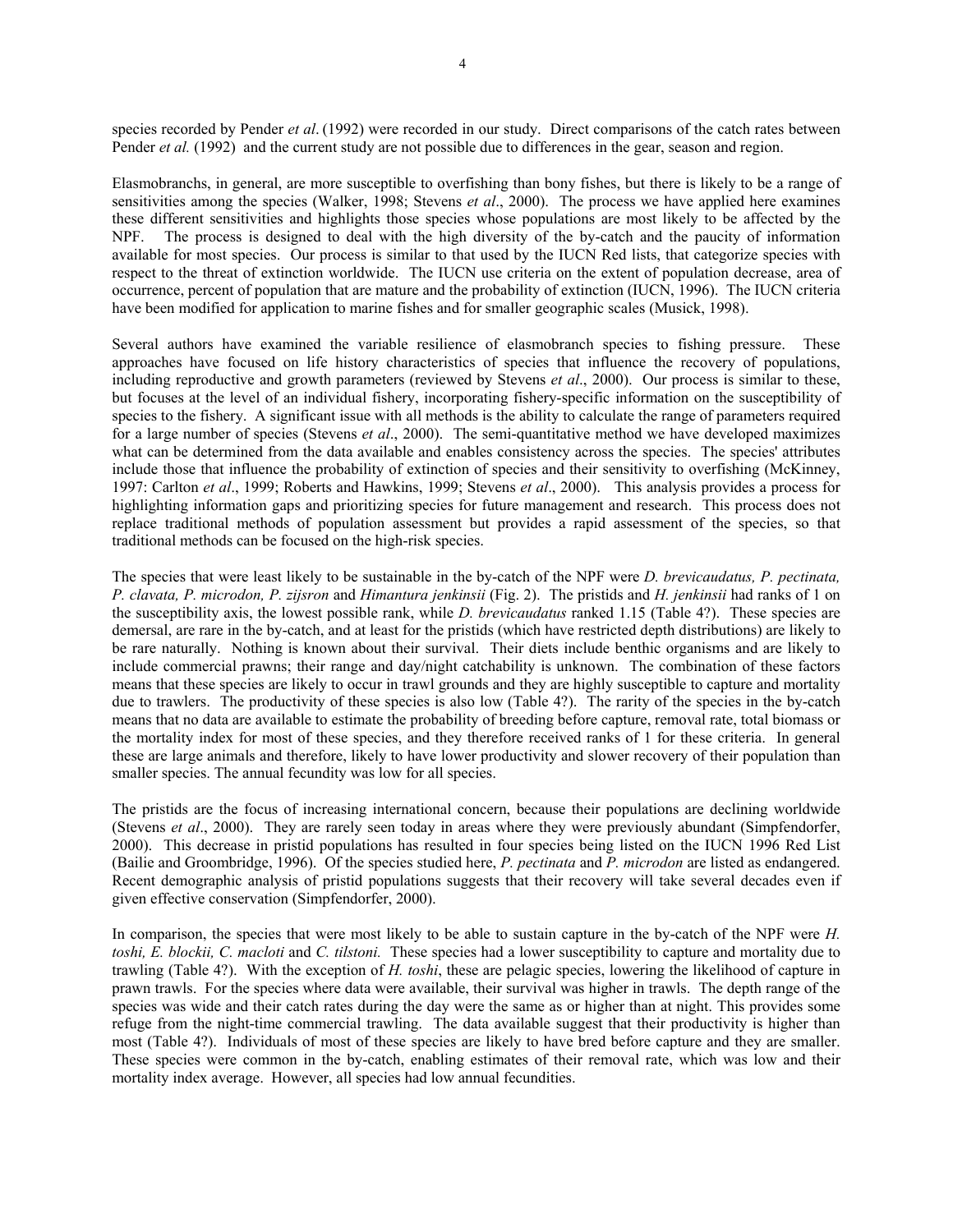species recorded by Pender *et al*. (1992) were recorded in our study. Direct comparisons of the catch rates between Pender *et al.* (1992) and the current study are not possible due to differences in the gear, season and region.

Elasmobranchs, in general, are more susceptible to overfishing than bony fishes, but there is likely to be a range of sensitivities among the species (Walker, 1998; Stevens *et al*., 2000). The process we have applied here examines these different sensitivities and highlights those species whose populations are most likely to be affected by the NPF. The process is designed to deal with the high diversity of the by-catch and the paucity of information available for most species. Our process is similar to that used by the IUCN Red lists, that categorize species with respect to the threat of extinction worldwide. The IUCN use criteria on the extent of population decrease, area of occurrence, percent of population that are mature and the probability of extinction (IUCN, 1996). The IUCN criteria have been modified for application to marine fishes and for smaller geographic scales (Musick, 1998).

Several authors have examined the variable resilience of elasmobranch species to fishing pressure. These approaches have focused on life history characteristics of species that influence the recovery of populations, including reproductive and growth parameters (reviewed by Stevens *et al*., 2000). Our process is similar to these, but focuses at the level of an individual fishery, incorporating fishery-specific information on the susceptibility of species to the fishery. A significant issue with all methods is the ability to calculate the range of parameters required for a large number of species (Stevens *et al*., 2000). The semi-quantitative method we have developed maximizes what can be determined from the data available and enables consistency across the species. The species' attributes include those that influence the probability of extinction of species and their sensitivity to overfishing (McKinney, 1997: Carlton *et al*., 1999; Roberts and Hawkins, 1999; Stevens *et al*., 2000). This analysis provides a process for highlighting information gaps and prioritizing species for future management and research. This process does not replace traditional methods of population assessment but provides a rapid assessment of the species, so that traditional methods can be focused on the high-risk species.

The species that were least likely to be sustainable in the by-catch of the NPF were *D. brevicaudatus, P. pectinata, P. clavata, P. microdon, P. zijsron* and *Himantura jenkinsii* (Fig. 2). The pristids and *H. jenkinsii* had ranks of 1 on the susceptibility axis, the lowest possible rank, while *D. brevicaudatus* ranked 1.15 (Table 4?). These species are demersal, are rare in the by-catch, and at least for the pristids (which have restricted depth distributions) are likely to be rare naturally. Nothing is known about their survival. Their diets include benthic organisms and are likely to include commercial prawns; their range and day/night catchability is unknown. The combination of these factors means that these species are likely to occur in trawl grounds and they are highly susceptible to capture and mortality due to trawlers. The productivity of these species is also low (Table 4?). The rarity of the species in the by-catch means that no data are available to estimate the probability of breeding before capture, removal rate, total biomass or the mortality index for most of these species, and they therefore received ranks of 1 for these criteria. In general these are large animals and therefore, likely to have lower productivity and slower recovery of their population than smaller species. The annual fecundity was low for all species.

The pristids are the focus of increasing international concern, because their populations are declining worldwide (Stevens *et al*., 2000). They are rarely seen today in areas where they were previously abundant (Simpfendorfer, 2000). This decrease in pristid populations has resulted in four species being listed on the IUCN 1996 Red List (Bailie and Groombridge, 1996). Of the species studied here, *P. pectinata* and *P. microdon* are listed as endangered. Recent demographic analysis of pristid populations suggests that their recovery will take several decades even if given effective conservation (Simpfendorfer, 2000).

In comparison, the species that were most likely to be able to sustain capture in the by-catch of the NPF were *H. toshi, E. blockii, C. macloti* and *C. tilstoni.* These species had a lower susceptibility to capture and mortality due to trawling (Table 4?). With the exception of *H. toshi*, these are pelagic species, lowering the likelihood of capture in prawn trawls. For the species where data were available, their survival was higher in trawls. The depth range of the species was wide and their catch rates during the day were the same as or higher than at night. This provides some refuge from the night-time commercial trawling. The data available suggest that their productivity is higher than most (Table 4?). Individuals of most of these species are likely to have bred before capture and they are smaller. These species were common in the by-catch, enabling estimates of their removal rate, which was low and their mortality index average. However, all species had low annual fecundities.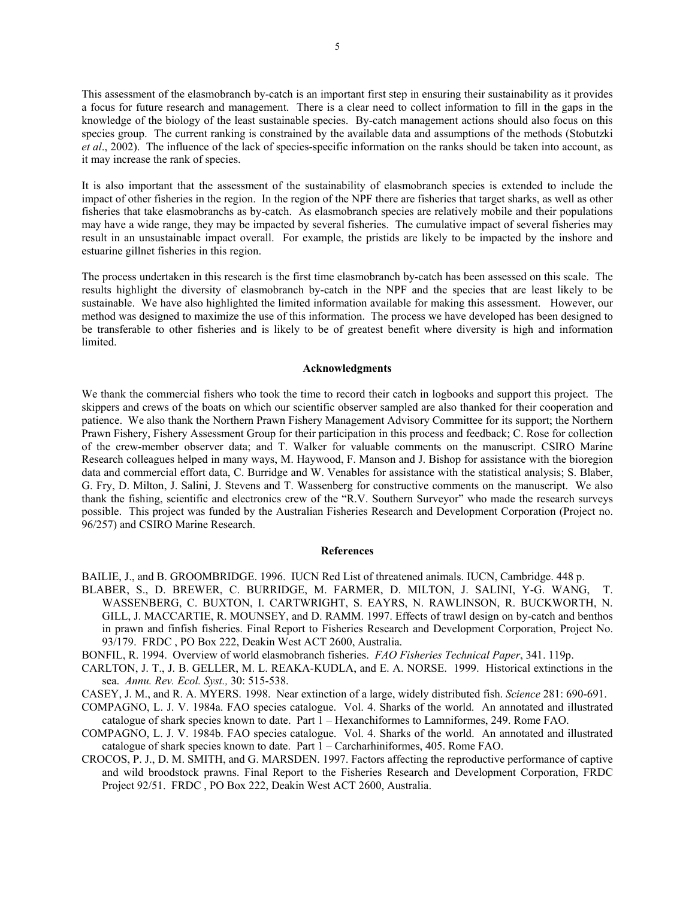This assessment of the elasmobranch by-catch is an important first step in ensuring their sustainability as it provides a focus for future research and management. There is a clear need to collect information to fill in the gaps in the knowledge of the biology of the least sustainable species. By-catch management actions should also focus on this species group. The current ranking is constrained by the available data and assumptions of the methods (Stobutzki *et al*., 2002). The influence of the lack of species-specific information on the ranks should be taken into account, as it may increase the rank of species.

It is also important that the assessment of the sustainability of elasmobranch species is extended to include the impact of other fisheries in the region. In the region of the NPF there are fisheries that target sharks, as well as other fisheries that take elasmobranchs as by-catch. As elasmobranch species are relatively mobile and their populations may have a wide range, they may be impacted by several fisheries. The cumulative impact of several fisheries may result in an unsustainable impact overall. For example, the pristids are likely to be impacted by the inshore and estuarine gillnet fisheries in this region.

The process undertaken in this research is the first time elasmobranch by-catch has been assessed on this scale. The results highlight the diversity of elasmobranch by-catch in the NPF and the species that are least likely to be sustainable. We have also highlighted the limited information available for making this assessment. However, our method was designed to maximize the use of this information. The process we have developed has been designed to be transferable to other fisheries and is likely to be of greatest benefit where diversity is high and information limited.

## Acknowledgments

We thank the commercial fishers who took the time to record their catch in logbooks and support this project. The skippers and crews of the boats on which our scientific observer sampled are also thanked for their cooperation and patience. We also thank the Northern Prawn Fishery Management Advisory Committee for its support; the Northern Prawn Fishery, Fishery Assessment Group for their participation in this process and feedback; C. Rose for collection of the crew-member observer data; and T. Walker for valuable comments on the manuscript. CSIRO Marine Research colleagues helped in many ways, M. Haywood, F. Manson and J. Bishop for assistance with the bioregion data and commercial effort data, C. Burridge and W. Venables for assistance with the statistical analysis; S. Blaber, G. Fry, D. Milton, J. Salini, J. Stevens and T. Wassenberg for constructive comments on the manuscript. We also thank the fishing, scientific and electronics crew of the "R.V. Southern Surveyor" who made the research surveys possible. This project was funded by the Australian Fisheries Research and Development Corporation (Project no. 96/257) and CSIRO Marine Research.

## References

BAILIE, J., and B. GROOMBRIDGE. 1996. IUCN Red List of threatened animals. IUCN, Cambridge. 448 p.

BLABER, S., D. BREWER, C. BURRIDGE, M. FARMER, D. MILTON, J. SALINI, Y-G. WANG, T. WASSENBERG, C. BUXTON, I. CARTWRIGHT, S. EAYRS, N. RAWLINSON, R. BUCKWORTH, N. GILL, J. MACCARTIE, R. MOUNSEY, and D. RAMM. 1997. Effects of trawl design on by-catch and benthos in prawn and finfish fisheries. Final Report to Fisheries Research and Development Corporation, Project No. 93/179. FRDC , PO Box 222, Deakin West ACT 2600, Australia.

BONFIL, R. 1994. Overview of world elasmobranch fisheries. *FAO Fisheries Technical Paper*, 341. 119p.

CARLTON, J. T., J. B. GELLER, M. L. REAKA-KUDLA, and E. A. NORSE. 1999. Historical extinctions in the sea. *Annu. Rev. Ecol. Syst.,* 30: 515-538.

CASEY, J. M., and R. A. MYERS. 1998. Near extinction of a large, widely distributed fish. *Science* 281: 690-691.

COMPAGNO, L. J. V. 1984a. FAO species catalogue. Vol. 4. Sharks of the world. An annotated and illustrated catalogue of shark species known to date. Part 1 – Hexanchiformes to Lamniformes, 249. Rome FAO.

COMPAGNO, L. J. V. 1984b. FAO species catalogue. Vol. 4. Sharks of the world. An annotated and illustrated catalogue of shark species known to date. Part 1 – Carcharhiniformes, 405. Rome FAO.

CROCOS, P. J., D. M. SMITH, and G. MARSDEN. 1997. Factors affecting the reproductive performance of captive and wild broodstock prawns. Final Report to the Fisheries Research and Development Corporation, FRDC Project 92/51. FRDC , PO Box 222, Deakin West ACT 2600, Australia.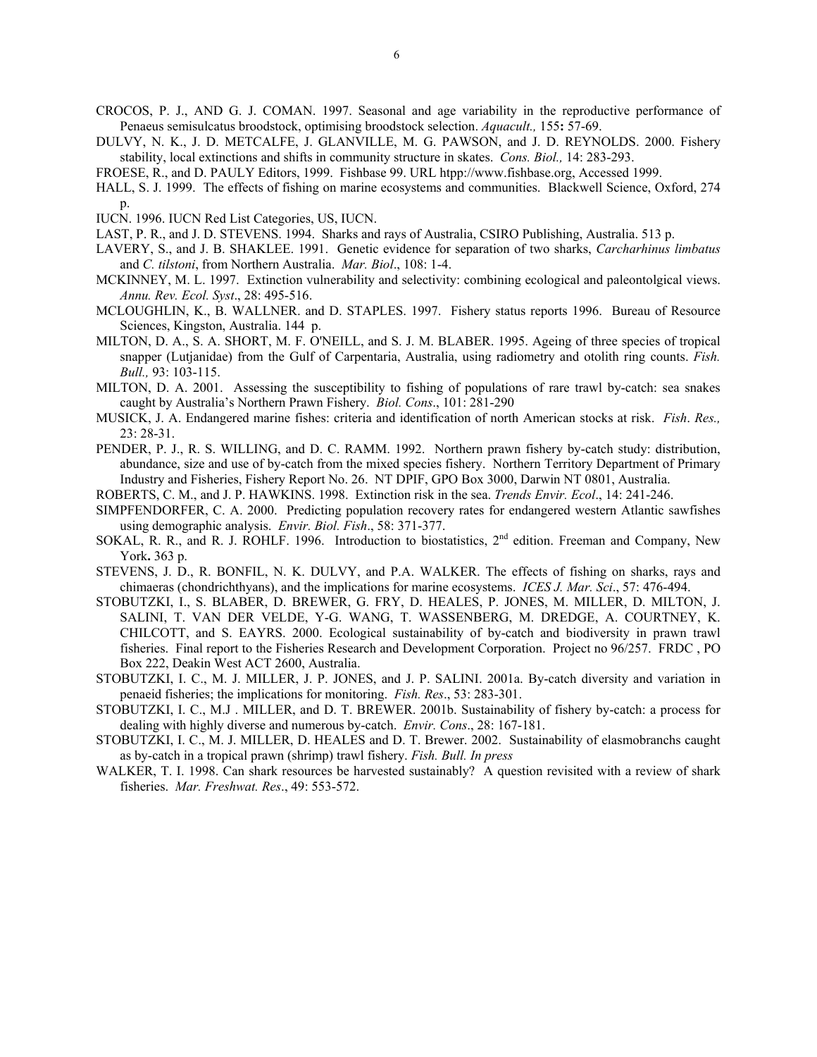CROCOS, P. J., AND G. J. COMAN. 1997. Seasonal and age variability in the reproductive performance of Penaeus semisulcatus broodstock, optimising broodstock selection. *Aquacult.,* 155**:** 57-69.

DULVY, N. K., J. D. METCALFE, J. GLANVILLE, M. G. PAWSON, and J. D. REYNOLDS. 2000. Fishery stability, local extinctions and shifts in community structure in skates. *Cons. Biol.,* 14: 283-293.

FROESE, R., and D. PAULY Editors, 1999. Fishbase 99. URL htpp://www.fishbase.org, Accessed 1999.

HALL, S. J. 1999. The effects of fishing on marine ecosystems and communities. Blackwell Science, Oxford, 274 p.

IUCN. 1996. IUCN Red List Categories, US, IUCN.

LAST, P. R., and J. D. STEVENS. 1994. Sharks and rays of Australia, CSIRO Publishing, Australia. 513 p.

LAVERY, S., and J. B. SHAKLEE. 1991. Genetic evidence for separation of two sharks, *Carcharhinus limbatus* and *C. tilstoni*, from Northern Australia. *Mar. Biol*., 108: 1-4.

MCKINNEY, M. L. 1997. Extinction vulnerability and selectivity: combining ecological and paleontolgical views. *Annu. Rev. Ecol. Syst*., 28: 495-516.

MCLOUGHLIN, K., B. WALLNER. and D. STAPLES. 1997. Fishery status reports 1996. Bureau of Resource Sciences, Kingston, Australia. 144 p.

MILTON, D. A., S. A. SHORT, M. F. O'NEILL, and S. J. M. BLABER. 1995. Ageing of three species of tropical snapper (Lutjanidae) from the Gulf of Carpentaria, Australia, using radiometry and otolith ring counts. *Fish. Bull.,* 93: 103-115.

MILTON, D. A. 2001. Assessing the susceptibility to fishing of populations of rare trawl by-catch: sea snakes caught by Australia's Northern Prawn Fishery. *Biol. Cons*., 101: 281-290

MUSICK, J. A. Endangered marine fishes: criteria and identification of north American stocks at risk. *Fish*. *Res.,* 23: 28-31.

PENDER, P. J., R. S. WILLING, and D. C. RAMM. 1992. Northern prawn fishery by-catch study: distribution, abundance, size and use of by-catch from the mixed species fishery. Northern Territory Department of Primary Industry and Fisheries, Fishery Report No. 26. NT DPIF, GPO Box 3000, Darwin NT 0801, Australia.

ROBERTS, C. M., and J. P. HAWKINS. 1998. Extinction risk in the sea. *Trends Envir. Ecol*., 14: 241-246.

SIMPFENDORFER, C. A. 2000. Predicting population recovery rates for endangered western Atlantic sawfishes using demographic analysis. *Envir. Biol. Fish*., 58: 371-377.

SOKAL, R. R., and R. J. ROHLF. 1996. Introduction to biostatistics, 2nd edition. Freeman and Company, New York**.** 363 p.

STEVENS, J. D., R. BONFIL, N. K. DULVY, and P.A. WALKER. The effects of fishing on sharks, rays and chimaeras (chondrichthyans), and the implications for marine ecosystems. *ICES J. Mar. Sci*., 57: 476-494.

STOBUTZKI, I., S. BLABER, D. BREWER, G. FRY, D. HEALES, P. JONES, M. MILLER, D. MILTON, J. SALINI, T. VAN DER VELDE, Y-G. WANG, T. WASSENBERG, M. DREDGE, A. COURTNEY, K. CHILCOTT, and S. EAYRS. 2000. Ecological sustainability of by-catch and biodiversity in prawn trawl fisheries. Final report to the Fisheries Research and Development Corporation. Project no 96/257. FRDC , PO Box 222, Deakin West ACT 2600, Australia.

STOBUTZKI, I. C., M. J. MILLER, J. P. JONES, and J. P. SALINI. 2001a. By-catch diversity and variation in penaeid fisheries; the implications for monitoring. *Fish. Res*., 53: 283-301.

STOBUTZKI, I. C., M.J . MILLER, and D. T. BREWER. 2001b. Sustainability of fishery by-catch: a process for dealing with highly diverse and numerous by-catch. *Envir. Cons*., 28: 167-181.

STOBUTZKI, I. C., M. J. MILLER, D. HEALES and D. T. Brewer. 2002. Sustainability of elasmobranchs caught as by-catch in a tropical prawn (shrimp) trawl fishery. *Fish. Bull. In press*

WALKER, T. I. 1998. Can shark resources be harvested sustainably? A question revisited with a review of shark fisheries. *Mar. Freshwat. Res*., 49: 553-572.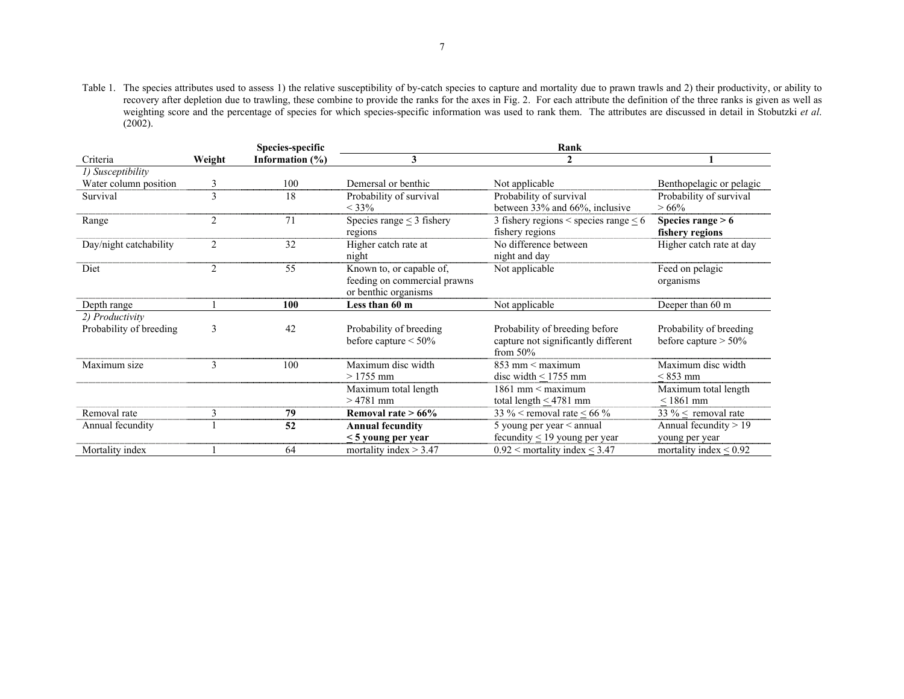Table 1. The species attributes used to assess 1) the relative susceptibility of by-catch species to capture and mortality due to prawn trawls and 2) their productivity, or ability to recovery after depletion due to trawling, these combine to provide the ranks for the axes in Fig. 2. For each attribute the definition of the three ranks is given as well as weighting score and the percentage of species for which species-specific information was used to rank them. The attributes are discussed in detail in Stobutzki *et al*. (2002).

| Criteria | Weight | Species-specific Information (%) | Rank 3 | Rank 2 | Rank 1 |
|---|---|---|---|---|---|
| *1) Susceptibility* | | | | | |
| Water column position | 3 | 100 | Demersal or benthic | Not applicable | Benthopelagic or pelagic |
| Survival | 3 | 18 | Probability of survival < 33% | Probability of survival between 33% and 66%, inclusive | Probability of survival > 66% |
| Range | 2 | 71 | Species range ≤ 3 fishery regions | 3 fishery regions < species range ≤ 6 fishery regions | **Species range > 6 fishery regions** |
| Day/night catchability | 2 | 32 | Higher catch rate at night | No difference between night and day | Higher catch rate at day |
| Diet | 2 | 55 | Known to, or capable of, feeding on commercial prawns or benthic organisms | Not applicable | Feed on pelagic organisms |
| Depth range | 1 | **100** | **Less than 60 m** | Not applicable | Deeper than 60 m |
| *2) Productivity* | | | | | |
| Probability of breeding | 3 | 42 | Probability of breeding before capture < 50% | Probability of breeding before capture not significantly different from 50% | Probability of breeding before capture > 50% |
| Maximum size | 3 | 100 | Maximum disc width > 1755 mm | 853 mm < maximum disc width ≤ 1755 mm | Maximum disc width ≤ 853 mm |
| | | | Maximum total length > 4781 mm | 1861 mm < maximum total length ≤ 4781 mm | Maximum total length ≤ 1861 mm |
| Removal rate | 3 | **79** | **Removal rate > 66%** | 33 % < removal rate ≤ 66 % | 33 % ≤ removal rate |
| Annual fecundity | 1 | **52** | **Annual fecundity ≤ 5 young per year** | 5 young per year < annual fecundity ≤ 19 young per year | Annual fecundity > 19 young per year |
| Mortality index | 1 | 64 | mortality index > 3.47 | 0.92 < mortality index ≤ 3.47 | mortality index ≤ 0.92 |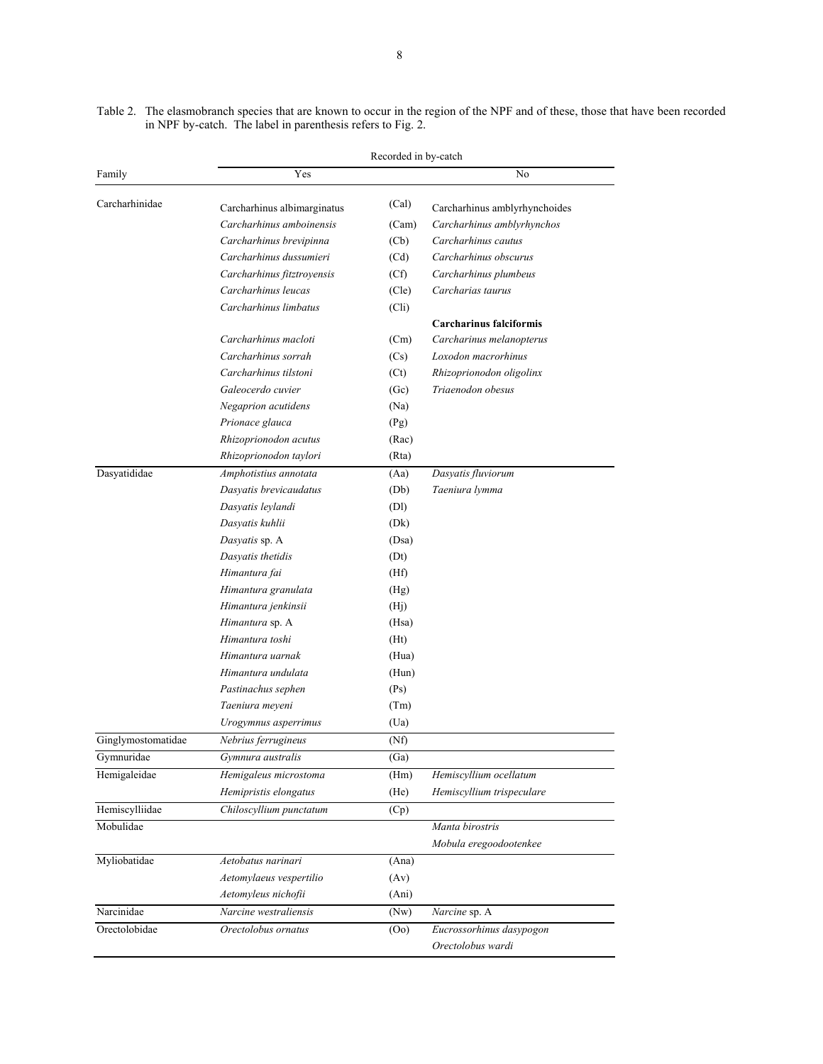Table 2. The elasmobranch species that are known to occur in the region of the NPF and of these, those that have been recorded in NPF by-catch. The label in parenthesis refers to Fig. 2.

| Family | Recorded in by-catch | | |
|---|---|---|---|
| | Yes | | No |
| Carcharhinidae | Carcharhinus albimarginatus | (Cal) | Carcharhinus amblyrhynchoides |
| | *Carcharhinus amboinensis* | (Cam) | *Carcharhinus amblyrhynchos* |
| | *Carcharhinus brevipinna* | (Cb) | *Carcharhinus cautus* |
| | *Carcharhinus dussumieri* | (Cd) | *Carcharhinus obscurus* |
| | *Carcharhinus fitztroyensis* | (Cf) | *Carcharhinus plumbeus* |
| | *Carcharhinus leucas* | (Cle) | *Carcharias taurus* |
| | *Carcharhinus limbatus* | (Cli) | |
| | | | **Carcharinus falciformis** |
| | *Carcharhinus macloti* | (Cm) | *Carcharinus melanopterus* |
| | *Carcharhinus sorrah* | (Cs) | *Loxodon macrorhinus* |
| | *Carcharhinus tilstoni* | (Ct) | *Rhizoprionodon oligolinx* |
| | *Galeocerdo cuvier* | (Gc) | *Triaenodon obesus* |
| | *Negaprion acutidens* | (Na) | |
| | *Prionace glauca* | (Pg) | |
| | *Rhizoprionodon acutus* | (Rac) | |
| | *Rhizoprionodon taylori* | (Rta) | |
| Dasyatididae | *Amphotistius annotata* | (Aa) | *Dasyatis fluviorum* |
| | *Dasyatis brevicaudatus* | (Db) | *Taeniura lymma* |
| | *Dasyatis leylandi* | (Dl) | |
| | *Dasyatis kuhlii* | (Dk) | |
| | *Dasyatis* sp. A | (Dsa) | |
| | *Dasyatis thetidis* | (Dt) | |
| | *Himantura fai* | (Hf) | |
| | *Himantura granulata* | (Hg) | |
| | *Himantura jenkinsii* | (Hj) | |
| | *Himantura* sp. A | (Hsa) | |
| | *Himantura toshi* | (Ht) | |
| | *Himantura uarnak* | (Hua) | |
| | *Himantura undulata* | (Hun) | |
| | *Pastinachus sephen* | (Ps) | |
| | *Taeniura meyeni* | (Tm) | |
| | *Urogymnus asperrimus* | (Ua) | |
| Ginglymostomatidae | *Nebrius ferrugineus* | (Nf) | |
| Gymnuridae | *Gymnura australis* | (Ga) | |
| Hemigaleidae | *Hemigaleus microstoma* | (Hm) | *Hemiscyllium ocellatum* |
| | *Hemipristis elongatus* | (He) | *Hemiscyllium trispeculare* |
| Hemiscylliidae | *Chiloscyllium punctatum* | (Cp) | |
| Mobulidae | | | *Manta birostris* |
| | | | *Mobula eregoodootenkee* |
| Myliobatidae | *Aetobatus narinari* | (Ana) | |
| | *Aetomylaeus vespertilio* | (Av) | |
| | *Aetomyleus nichofii* | (Ani) | |
| Narcinidae | *Narcine westraliensis* | (Nw) | *Narcine* sp. A |
| Orectolobidae | *Orectolobus ornatus* | (Oo) | *Eucrossorhinus dasypogon* |
| | | | *Orectolobus wardi* |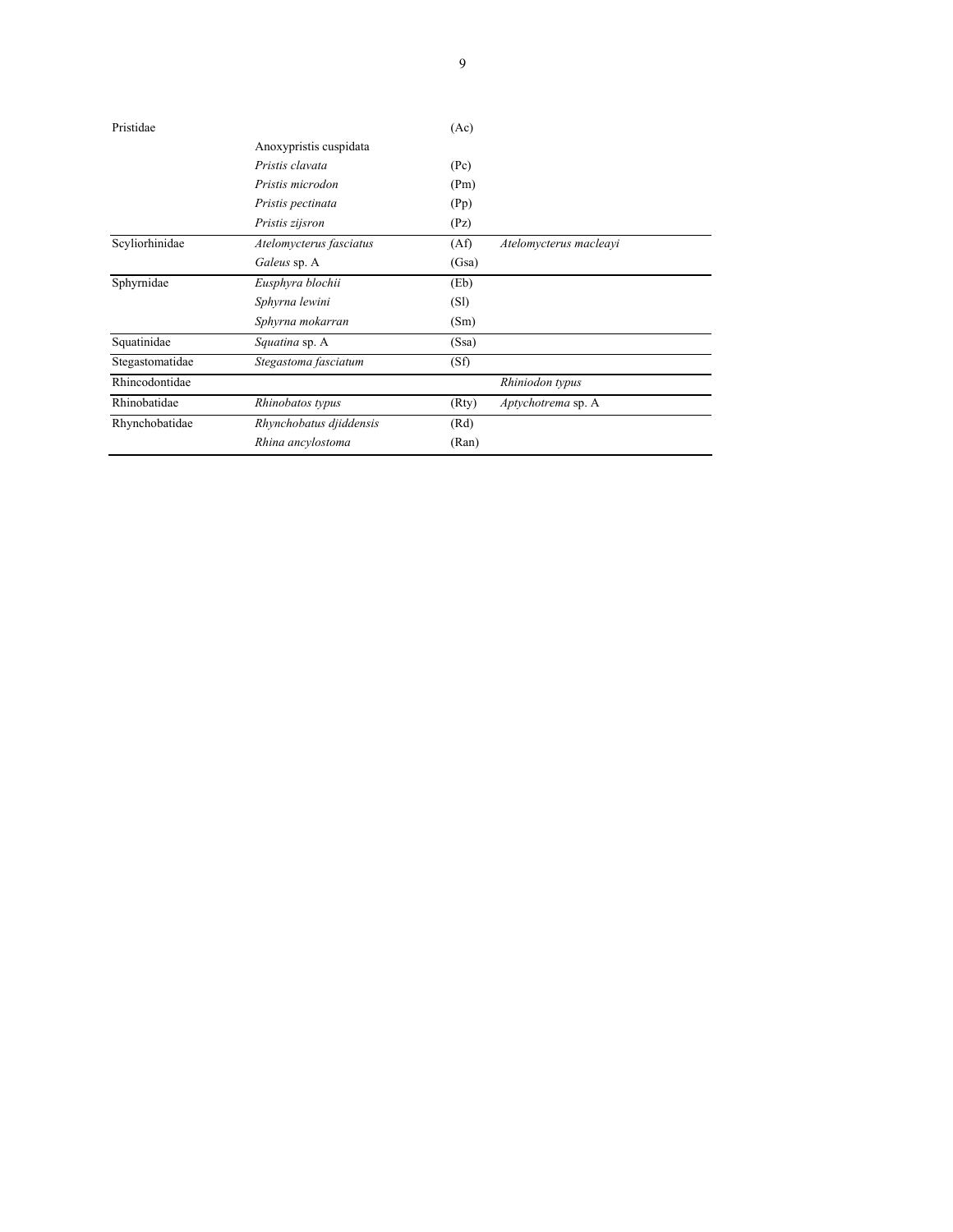| | | | |
|---|---|---|---|
| Pristidae | | (Ac) | |
| | Anoxypristis cuspidata | | |
| | *Pristis clavata* | (Pc) | |
| | *Pristis microdon* | (Pm) | |
| | *Pristis pectinata* | (Pp) | |
| | *Pristis zijsron* | (Pz) | |
| Scyliorhinidae | *Atelomycterus fasciatus* | (Af) | *Atelomycterus macleayi* |
| | *Galeus* sp. A | (Gsa) | |
| Sphyrnidae | *Eusphyra blochii* | (Eb) | |
| | *Sphyrna lewini* | (Sl) | |
| | *Sphyrna mokarran* | (Sm) | |
| Squatinidae | *Squatina* sp. A | (Ssa) | |
| Stegastomatidae | *Stegastoma fasciatum* | (Sf) | |
| Rhincodontidae | | | *Rhiniodon typus* |
| Rhinobatidae | *Rhinobatos typus* | (Rty) | *Aptychotrema* sp. A |
| Rhynchobatidae | *Rhynchobatus djiddensis* | (Rd) | |
| | *Rhina ancylostoma* | (Ran) | |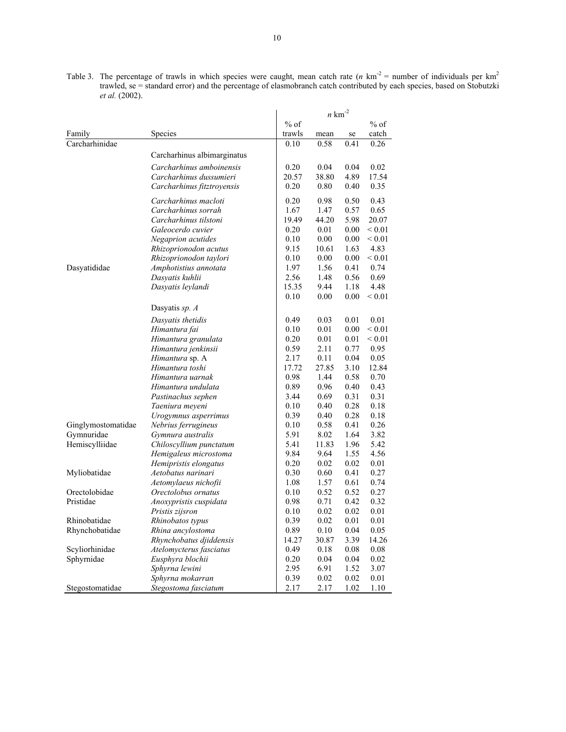Table 3. The percentage of trawls in which species were caught, mean catch rate ($n$ km$^{-2}$ = number of individuals per km$^2$ trawled, se = standard error) and the percentage of elasmobranch catch contributed by each species, based on Stobutzki *et al.* (2002).

| Family | Species | % of trawls | $n$ km$^{-2}$ mean | se | % of catch |
|---|---|---|---|---|---|
| Carcharhinidae | Carcharhinus albimarginatus | 0.10 | 0.58 | 0.41 | 0.26 |
| | *Carcharhinus amboinensis* | 0.20 | 0.04 | 0.04 | 0.02 |
| | *Carcharhinus dussumieri* | 20.57 | 38.80 | 4.89 | 17.54 |
| | *Carcharhinus fitztroyensis* | 0.20 | 0.80 | 0.40 | 0.35 |
| | *Carcharhinus macloti* | 0.20 | 0.98 | 0.50 | 0.43 |
| | *Carcharhinus sorrah* | 1.67 | 1.47 | 0.57 | 0.65 |
| | *Carcharhinus tilstoni* | 19.49 | 44.20 | 5.98 | 20.07 |
| | *Galeocerdo cuvier* | 0.20 | 0.01 | 0.00 | < 0.01 |
| | *Negaprion acutides* | 0.10 | 0.00 | 0.00 | < 0.01 |
| | *Rhizoprionodon acutus* | 9.15 | 10.61 | 1.63 | 4.83 |
| | *Rhizoprionodon taylori* | 0.10 | 0.00 | 0.00 | < 0.01 |
| Dasyatididae | *Amphotistius annotata* | 1.97 | 1.56 | 0.41 | 0.74 |
| | *Dasyatis kuhlii* | 2.56 | 1.48 | 0.56 | 0.69 |
| | *Dasyatis leylandi* | 15.35 | 9.44 | 1.18 | 4.48 |
| | Dasyatis *sp. A* | 0.10 | 0.00 | 0.00 | < 0.01 |
| | *Dasyatis thetidis* | 0.49 | 0.03 | 0.01 | 0.01 |
| | *Himantura fai* | 0.10 | 0.01 | 0.00 | < 0.01 |
| | *Himantura granulata* | 0.20 | 0.01 | 0.01 | < 0.01 |
| | *Himantura jenkinsii* | 0.59 | 2.11 | 0.77 | 0.95 |
| | *Himantura* sp. A | 2.17 | 0.11 | 0.04 | 0.05 |
| | *Himantura toshi* | 17.72 | 27.85 | 3.10 | 12.84 |
| | *Himantura uarnak* | 0.98 | 1.44 | 0.58 | 0.70 |
| | *Himantura undulata* | 0.89 | 0.96 | 0.40 | 0.43 |
| | *Pastinachus sephen* | 3.44 | 0.69 | 0.31 | 0.31 |
| | *Taeniura meyeni* | 0.10 | 0.40 | 0.28 | 0.18 |
| | *Urogymnus asperrimus* | 0.39 | 0.40 | 0.28 | 0.18 |
| Ginglymostomatidae | *Nebrius ferrugineus* | 0.10 | 0.58 | 0.41 | 0.26 |
| Gymnuridae | *Gymnura australis* | 5.91 | 8.02 | 1.64 | 3.82 |
| Hemiscylliidae | *Chiloscyllium punctatum* | 5.41 | 11.83 | 1.96 | 5.42 |
| | *Hemigaleus microstoma* | 9.84 | 9.64 | 1.55 | 4.56 |
| | *Hemipristis elongatus* | 0.20 | 0.02 | 0.02 | 0.01 |
| Myliobatidae | *Aetobatus narinari* | 0.30 | 0.60 | 0.41 | 0.27 |
| | *Aetomylaeus nichofii* | 1.08 | 1.57 | 0.61 | 0.74 |
| Orectolobidae | *Orectolobus ornatus* | 0.10 | 0.52 | 0.52 | 0.27 |
| Pristidae | *Anoxypristis cuspidata* | 0.98 | 0.71 | 0.42 | 0.32 |
| | *Pristis zijsron* | 0.10 | 0.02 | 0.02 | 0.01 |
| Rhinobatidae | *Rhinobatos typus* | 0.39 | 0.02 | 0.01 | 0.01 |
| Rhynchobatidae | *Rhina ancylostoma* | 0.89 | 0.10 | 0.04 | 0.05 |
| | *Rhynchobatus djiddensis* | 14.27 | 30.87 | 3.39 | 14.26 |
| Scyliorhinidae | *Atelomycterus fasciatus* | 0.49 | 0.18 | 0.08 | 0.08 |
| Sphyrnidae | *Eusphyra blochii* | 0.20 | 0.04 | 0.04 | 0.02 |
| | *Sphyrna lewini* | 2.95 | 6.91 | 1.52 | 3.07 |
| | *Sphyrna mokarran* | 0.39 | 0.02 | 0.02 | 0.01 |
| Stegostomatidae | *Stegostoma fasciatum* | 2.17 | 2.17 | 1.02 | 1.10 |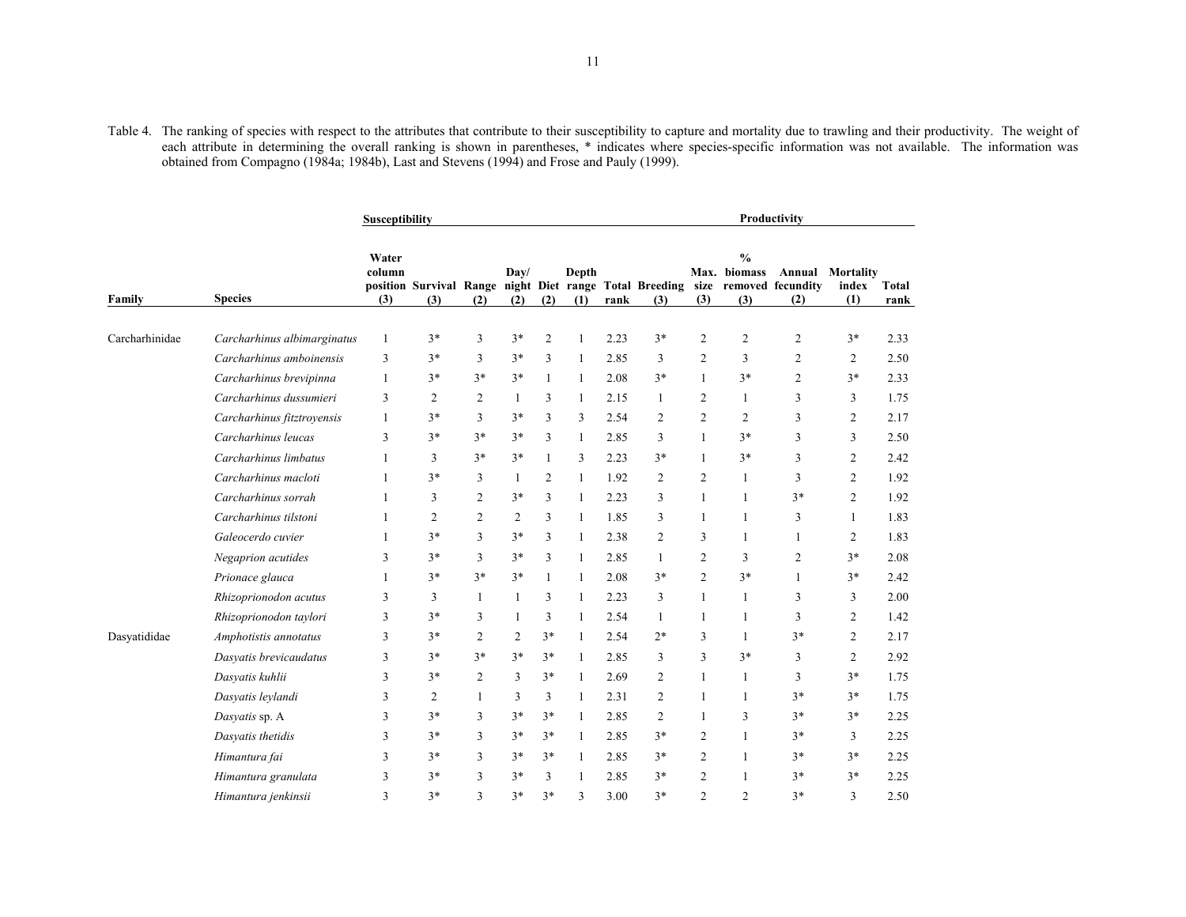Table 4. The ranking of species with respect to the attributes that contribute to their susceptibility to capture and mortality due to trawling and their productivity. The weight of each attribute in determining the overall ranking is shown in parentheses, * indicates where species-specific information was not available. The information was obtained from Compagno (1984a; 1984b), Last and Stevens (1994) and Frose and Pauly (1999).

| | | Susceptibility | | | | | | | Productivity | | | | | |
|---|---|---|---|---|---|---|---|---|---|---|---|---|---|---|
| Family | Species | Water column position (3) | Survival (3) | Range (2) | Day/ night (2) | Diet (2) | Depth range (1) | Total rank | Breeding (3) | Max. size (3) | % biomass removed (3) | Annual fecundity (2) | Mortality index (1) | Total rank |
| Carcharhinidae | *Carcharhinus albimarginatus* | 1 | 3* | 3 | 3* | 2 | 1 | 2.23 | 3* | 2 | 2 | 2 | 3* | 2.33 |
| | *Carcharhinus amboinensis* | 3 | 3* | 3 | 3* | 3 | 1 | 2.85 | 3 | 2 | 3 | 2 | 2 | 2.50 |
| | *Carcharhinus brevipinna* | 1 | 3* | 3* | 3* | 1 | 1 | 2.08 | 3* | 1 | 3* | 2 | 3* | 2.33 |
| | *Carcharhinus dussumieri* | 3 | 2 | 2 | 1 | 3 | 1 | 2.15 | 1 | 2 | 1 | 3 | 3 | 1.75 |
| | *Carcharhinus fitztroyensis* | 1 | 3* | 3 | 3* | 3 | 3 | 2.54 | 2 | 2 | 2 | 3 | 2 | 2.17 |
| | *Carcharhinus leucas* | 3 | 3* | 3* | 3* | 3 | 1 | 2.85 | 3 | 1 | 3* | 3 | 3 | 2.50 |
| | *Carcharhinus limbatus* | 1 | 3 | 3* | 3* | 1 | 3 | 2.23 | 3* | 1 | 3* | 3 | 2 | 2.42 |
| | *Carcharhinus macloti* | 1 | 3* | 3 | 1 | 2 | 1 | 1.92 | 2 | 2 | 1 | 3 | 2 | 1.92 |
| | *Carcharhinus sorrah* | 1 | 3 | 2 | 3* | 3 | 1 | 2.23 | 3 | 1 | 1 | 3* | 2 | 1.92 |
| | *Carcharhinus tilstoni* | 1 | 2 | 2 | 2 | 3 | 1 | 1.85 | 3 | 1 | 1 | 3 | 1 | 1.83 |
| | *Galeocerdo cuvier* | 1 | 3* | 3 | 3* | 3 | 1 | 2.38 | 2 | 3 | 1 | 1 | 2 | 1.83 |
| | *Negaprion acutides* | 3 | 3* | 3 | 3* | 3 | 1 | 2.85 | 1 | 2 | 3 | 2 | 3* | 2.08 |
| | *Prionace glauca* | 1 | 3* | 3* | 3* | 1 | 1 | 2.08 | 3* | 2 | 3* | 1 | 3* | 2.42 |
| | *Rhizoprionodon acutus* | 3 | 3 | 1 | 1 | 3 | 1 | 2.23 | 3 | 1 | 1 | 3 | 3 | 2.00 |
| | *Rhizoprionodon taylori* | 3 | 3* | 3 | 1 | 3 | 1 | 2.54 | 1 | 1 | 1 | 3 | 2 | 1.42 |
| Dasyatididae | *Amphotistis annotatus* | 3 | 3* | 2 | 2 | 3* | 1 | 2.54 | 2* | 3 | 1 | 3* | 2 | 2.17 |
| | *Dasyatis brevicaudatus* | 3 | 3* | 3* | 3* | 3* | 1 | 2.85 | 3 | 3 | 3* | 3 | 2 | 2.92 |
| | *Dasyatis kuhlii* | 3 | 3* | 2 | 3 | 3* | 1 | 2.69 | 2 | 1 | 1 | 3 | 3* | 1.75 |
| | *Dasyatis leylandi* | 3 | 2 | 1 | 3 | 3 | 1 | 2.31 | 2 | 1 | 1 | 3* | 3* | 1.75 |
| | *Dasyatis* sp. A | 3 | 3* | 3 | 3* | 3* | 1 | 2.85 | 2 | 1 | 3 | 3* | 3* | 2.25 |
| | *Dasyatis thetidis* | 3 | 3* | 3 | 3* | 3* | 1 | 2.85 | 3* | 2 | 1 | 3* | 3 | 2.25 |
| | *Himantura fai* | 3 | 3* | 3 | 3* | 3* | 1 | 2.85 | 3* | 2 | 1 | 3* | 3* | 2.25 |
| | *Himantura granulata* | 3 | 3* | 3 | 3* | 3 | 1 | 2.85 | 3* | 2 | 1 | 3* | 3* | 2.25 |
| | *Himantura jenkinsii* | 3 | 3* | 3 | 3* | 3* | 3 | 3.00 | 3* | 2 | 2 | 3* | 3 | 2.50 |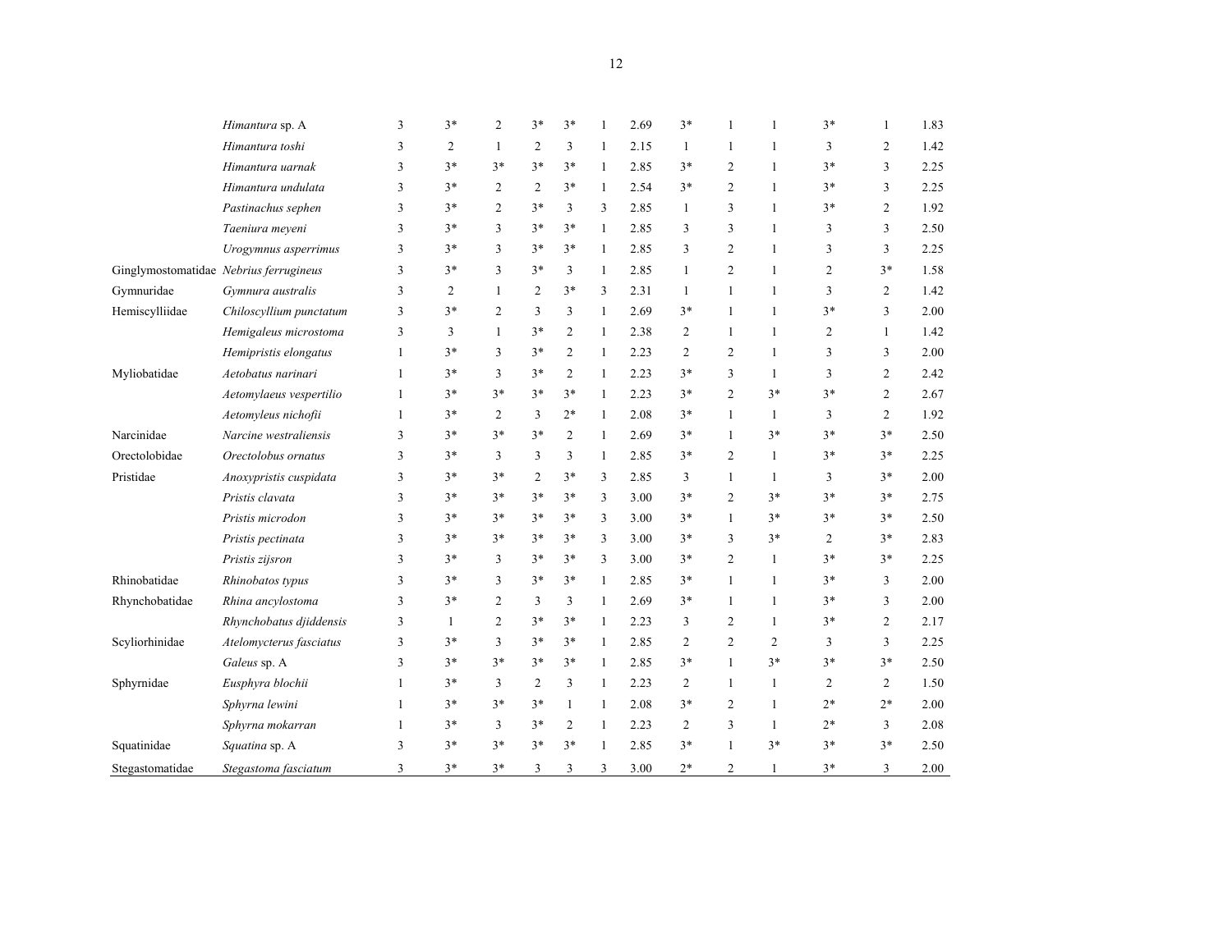| | | | | | | | | | | | | | | |
|---|---|---|---|---|---|---|---|---|---|---|---|---|---|---|
| | *Himantura* sp. A | 3 | 3* | 2 | 3* | 3* | 1 | 2.69 | 3* | 1 | 1 | 3* | 1 | 1.83 |
| | *Himantura toshi* | 3 | 2 | 1 | 2 | 3 | 1 | 2.15 | 1 | 1 | 1 | 3 | 2 | 1.42 |
| | *Himantura uarnak* | 3 | 3* | 3* | 3* | 3* | 1 | 2.85 | 3* | 2 | 1 | 3* | 3 | 2.25 |
| | *Himantura undulata* | 3 | 3* | 2 | 2 | 3* | 1 | 2.54 | 3* | 2 | 1 | 3* | 3 | 2.25 |
| | *Pastinachus sephen* | 3 | 3* | 2 | 3* | 3 | 3 | 2.85 | 1 | 3 | 1 | 3* | 2 | 1.92 |
| | *Taeniura meyeni* | 3 | 3* | 3 | 3* | 3* | 1 | 2.85 | 3 | 3 | 1 | 3 | 3 | 2.50 |
| | *Urogymnus asperrimus* | 3 | 3* | 3 | 3* | 3* | 1 | 2.85 | 3 | 2 | 1 | 3 | 3 | 2.25 |
| Ginglymostomatidae | *Nebrius ferrugineus* | 3 | 3* | 3 | 3* | 3 | 1 | 2.85 | 1 | 2 | 1 | 2 | 3* | 1.58 |
| Gymnuridae | *Gymnura australis* | 3 | 2 | 1 | 2 | 3* | 3 | 2.31 | 1 | 1 | 1 | 3 | 2 | 1.42 |
| Hemiscylliidae | *Chiloscyllium punctatum* | 3 | 3* | 2 | 3 | 3 | 1 | 2.69 | 3* | 1 | 1 | 3* | 3 | 2.00 |
| | *Hemigaleus microstoma* | 3 | 3 | 1 | 3* | 2 | 1 | 2.38 | 2 | 1 | 1 | 2 | 1 | 1.42 |
| | *Hemipristis elongatus* | 1 | 3* | 3 | 3* | 2 | 1 | 2.23 | 2 | 2 | 1 | 3 | 3 | 2.00 |
| Myliobatidae | *Aetobatus narinari* | 1 | 3* | 3 | 3* | 2 | 1 | 2.23 | 3* | 3 | 1 | 3 | 2 | 2.42 |
| | *Aetomylaeus vespertilio* | 1 | 3* | 3* | 3* | 3* | 1 | 2.23 | 3* | 2 | 3* | 3* | 2 | 2.67 |
| | *Aetomyleus nichofii* | 1 | 3* | 2 | 3 | 2* | 1 | 2.08 | 3* | 1 | 1 | 3 | 2 | 1.92 |
| Narcinidae | *Narcine westraliensis* | 3 | 3* | 3* | 3* | 2 | 1 | 2.69 | 3* | 1 | 3* | 3* | 3* | 2.50 |
| Orectolobidae | *Orectolobus ornatus* | 3 | 3* | 3 | 3 | 3 | 1 | 2.85 | 3* | 2 | 1 | 3* | 3* | 2.25 |
| Pristidae | *Anoxypristis cuspidata* | 3 | 3* | 3* | 2 | 3* | 3 | 2.85 | 3 | 1 | 1 | 3 | 3* | 2.00 |
| | *Pristis clavata* | 3 | 3* | 3* | 3* | 3* | 3 | 3.00 | 3* | 2 | 3* | 3* | 3* | 2.75 |
| | *Pristis microdon* | 3 | 3* | 3* | 3* | 3* | 3 | 3.00 | 3* | 1 | 3* | 3* | 3* | 2.50 |
| | *Pristis pectinata* | 3 | 3* | 3* | 3* | 3* | 3 | 3.00 | 3* | 3 | 3* | 2 | 3* | 2.83 |
| | *Pristis zijsron* | 3 | 3* | 3 | 3* | 3* | 3 | 3.00 | 3* | 2 | 1 | 3* | 3* | 2.25 |
| Rhinobatidae | *Rhinobatos typus* | 3 | 3* | 3 | 3* | 3* | 1 | 2.85 | 3* | 1 | 1 | 3* | 3 | 2.00 |
| Rhynchobatidae | *Rhina ancylostoma* | 3 | 3* | 2 | 3 | 3 | 1 | 2.69 | 3* | 1 | 1 | 3* | 3 | 2.00 |
| | *Rhynchobatus djiddensis* | 3 | 1 | 2 | 3* | 3* | 1 | 2.23 | 3 | 2 | 1 | 3* | 2 | 2.17 |
| Scyliorhinidae | *Atelomycterus fasciatus* | 3 | 3* | 3 | 3* | 3* | 1 | 2.85 | 2 | 2 | 2 | 3 | 3 | 2.25 |
| | *Galeus* sp. A | 3 | 3* | 3* | 3* | 3* | 1 | 2.85 | 3* | 1 | 3* | 3* | 3* | 2.50 |
| Sphyrnidae | *Eusphyra blochii* | 1 | 3* | 3 | 2 | 3 | 1 | 2.23 | 2 | 1 | 1 | 2 | 2 | 1.50 |
| | *Sphyrna lewini* | 1 | 3* | 3* | 3* | 1 | 1 | 2.08 | 3* | 2 | 1 | 2* | 2* | 2.00 |
| | *Sphyrna mokarran* | 1 | 3* | 3 | 3* | 2 | 1 | 2.23 | 2 | 3 | 1 | 2* | 3 | 2.08 |
| Squatinidae | *Squatina* sp. A | 3 | 3* | 3* | 3* | 3* | 1 | 2.85 | 3* | 1 | 3* | 3* | 3* | 2.50 |
| Stegastomatidae | *Stegastoma fasciatum* | 3 | 3* | 3* | 3 | 3 | 3 | 3.00 | 2* | 2 | 1 | 3* | 3 | 2.00 |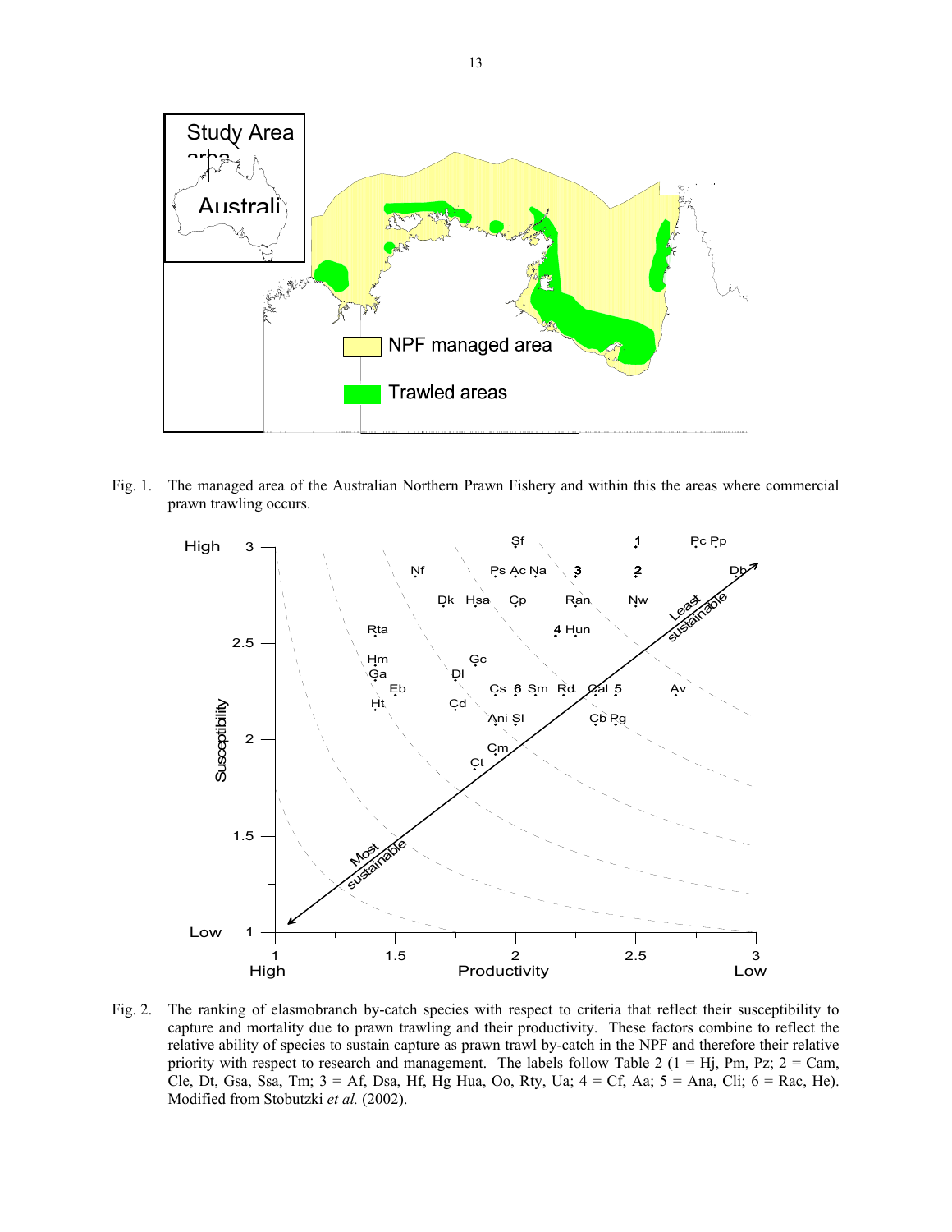Study Area

Australia

NPF managed area

Trawled areas

Fig. 1. The managed area of the Australian Northern Prawn Fishery and within this the areas where commercial prawn trawling occurs.

High 3

2.5

2

1.5

Low 1

Susceptibility

1 High

1.5

2

2.5

3 Low

Productivity

Most sustainable

Least sustainable

Sf 1 Pc Pp

Nf Ps Ac Na 3 2 Db

Dk Hsa Cp Ran Nw

Rta 4 Hun

Hm Gc

Ga Dl

Eb Cs 6 Sm Rd Cal 5 Av

Ht Cd

Ani Sl Cb Pg

Cm

Ct

Fig. 2. The ranking of elasmobranch by-catch species with respect to criteria that reflect their susceptibility to capture and mortality due to prawn trawling and their productivity. These factors combine to reflect the relative ability of species to sustain capture as prawn trawl by-catch in the NPF and therefore their relative priority with respect to research and management. The labels follow Table 2 (1 = Hj, Pm, Pz; 2 = Cam, Cle, Dt, Gsa, Ssa, Tm; 3 = Af, Dsa, Hf, Hg Hua, Oo, Rty, Ua; 4 = Cf, Aa; 5 = Ana, Cli; 6 = Rac, He). Modified from Stobutzki *et al.* (2002).